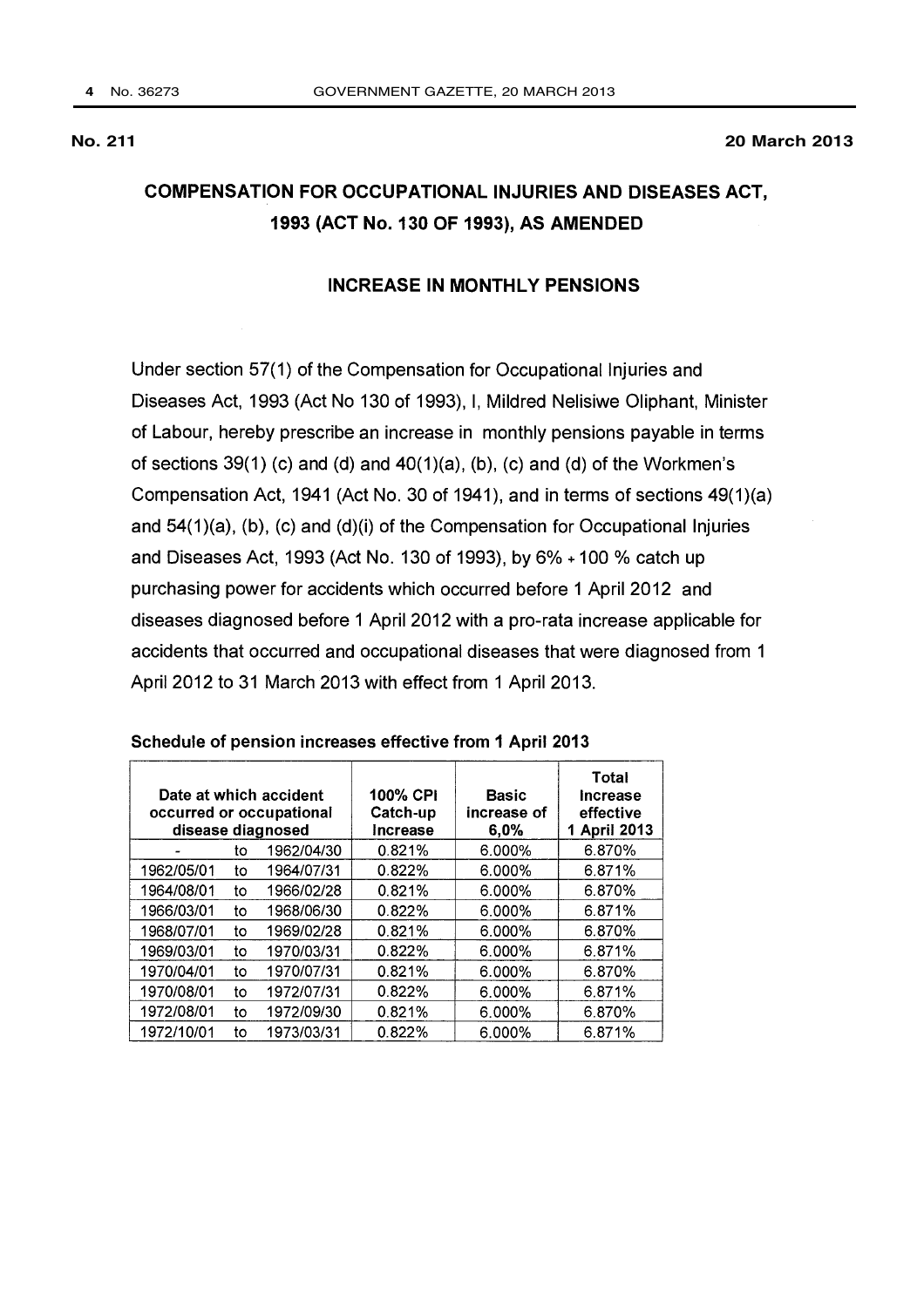**No. 211** **20 March 2013**

## COMPENSATION FOR OCCUPATIONAL INJURIES AND DISEASES ACT, 1993 (ACT No. 130 OF 1993), AS AMENDED

### INCREASE IN MONTHLY PENSIONS

Under section 57(1) of the Compensation for Occupational Injuries and Diseases Act, 1993 (Act No 130 of 1993), I, Mildred Nelisiwe Oliphant, Minister of Labour, hereby prescribe an increase in monthly pensions payable in terms of sections 39(1) (c) and (d) and 40(1)(a), (b), (c) and (d) of the Workmen's Compensation Act, 1941 (Act No. 30 of 1941), and in terms of sections 49(1)(a) and 54(1)(a), (b), (c) and (d)(i) of the Compensation for Occupational Injuries and Diseases Act, 1993 (Act No. 130 of 1993), by 6% + 100 % catch up purchasing power for accidents which occurred before 1 April 2012 and diseases diagnosed before 1 April 2012 with a pro-rata increase applicable for accidents that occurred and occupational diseases that were diagnosed from 1 April 2012 to 31 March 2013 with effect from 1 April 2013.

**Schedule of pension increases effective from 1 April 2013**

| Date at which accident occurred or occupational disease diagnosed | | | 100% CPI Catch-up Increase | Basic increase of 6,0% | Total Increase effective 1 April 2013 |
|---|---|---|---|---|---|
| - | to | 1962/04/30 | 0.821% | 6.000% | 6.870% |
| 1962/05/01 | to | 1964/07/31 | 0.822% | 6.000% | 6.871% |
| 1964/08/01 | to | 1966/02/28 | 0.821% | 6.000% | 6.870% |
| 1966/03/01 | to | 1968/06/30 | 0.822% | 6.000% | 6.871% |
| 1968/07/01 | to | 1969/02/28 | 0.821% | 6.000% | 6.870% |
| 1969/03/01 | to | 1970/03/31 | 0.822% | 6.000% | 6.871% |
| 1970/04/01 | to | 1970/07/31 | 0.821% | 6.000% | 6.870% |
| 1970/08/01 | to | 1972/07/31 | 0.822% | 6.000% | 6.871% |
| 1972/08/01 | to | 1972/09/30 | 0.821% | 6.000% | 6.870% |
| 1972/10/01 | to | 1973/03/31 | 0.822% | 6.000% | 6.871% |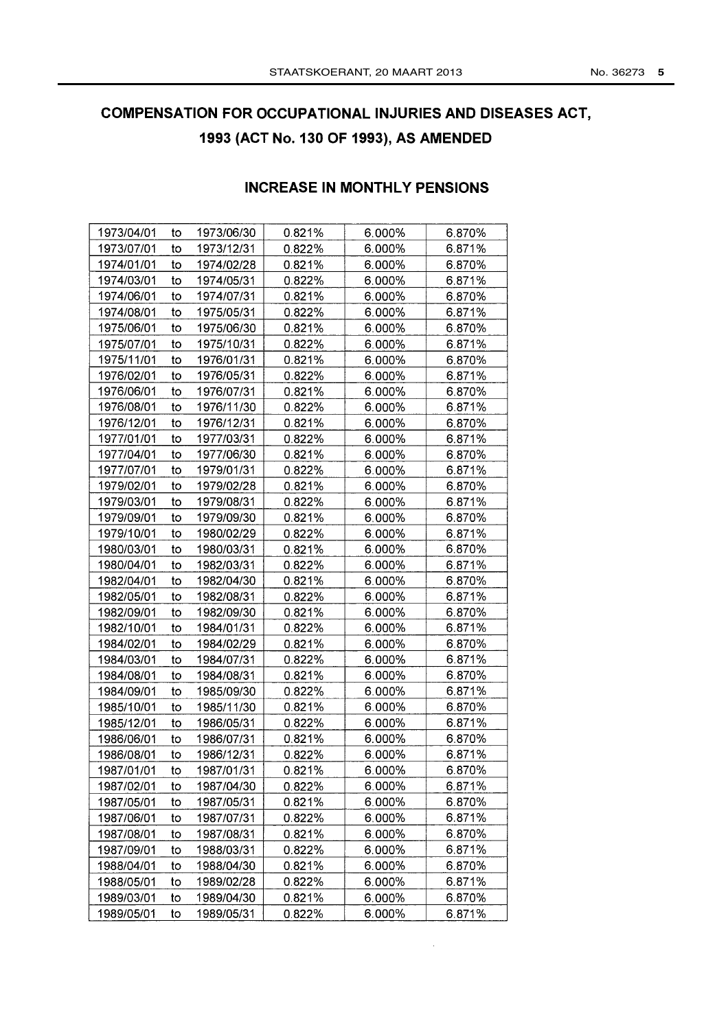## COMPENSATION FOR OCCUPATIONAL INJURIES AND DISEASES ACT, 1993 (ACT No. 130 OF 1993), AS AMENDED

### INCREASE IN MONTHLY PENSIONS

| | | | | | |
|---|---|---|---|---|---|
| 1973/04/01 | to | 1973/06/30 | 0.821% | 6.000% | 6.870% |
| 1973/07/01 | to | 1973/12/31 | 0.822% | 6.000% | 6.871% |
| 1974/01/01 | to | 1974/02/28 | 0.821% | 6.000% | 6.870% |
| 1974/03/01 | to | 1974/05/31 | 0.822% | 6.000% | 6.871% |
| 1974/06/01 | to | 1974/07/31 | 0.821% | 6.000% | 6.870% |
| 1974/08/01 | to | 1975/05/31 | 0.822% | 6.000% | 6.871% |
| 1975/06/01 | to | 1975/06/30 | 0.821% | 6.000% | 6.870% |
| 1975/07/01 | to | 1975/10/31 | 0.822% | 6.000% | 6.871% |
| 1975/11/01 | to | 1976/01/31 | 0.821% | 6.000% | 6.870% |
| 1976/02/01 | to | 1976/05/31 | 0.822% | 6.000% | 6.871% |
| 1976/06/01 | to | 1976/07/31 | 0.821% | 6.000% | 6.870% |
| 1976/08/01 | to | 1976/11/30 | 0.822% | 6.000% | 6.871% |
| 1976/12/01 | to | 1976/12/31 | 0.821% | 6.000% | 6.870% |
| 1977/01/01 | to | 1977/03/31 | 0.822% | 6.000% | 6.871% |
| 1977/04/01 | to | 1977/06/30 | 0.821% | 6.000% | 6.870% |
| 1977/07/01 | to | 1979/01/31 | 0.822% | 6.000% | 6.871% |
| 1979/02/01 | to | 1979/02/28 | 0.821% | 6.000% | 6.870% |
| 1979/03/01 | to | 1979/08/31 | 0.822% | 6.000% | 6.871% |
| 1979/09/01 | to | 1979/09/30 | 0.821% | 6.000% | 6.870% |
| 1979/10/01 | to | 1980/02/29 | 0.822% | 6.000% | 6.871% |
| 1980/03/01 | to | 1980/03/31 | 0.821% | 6.000% | 6.870% |
| 1980/04/01 | to | 1982/03/31 | 0.822% | 6.000% | 6.871% |
| 1982/04/01 | to | 1982/04/30 | 0.821% | 6.000% | 6.870% |
| 1982/05/01 | to | 1982/08/31 | 0.822% | 6.000% | 6.871% |
| 1982/09/01 | to | 1982/09/30 | 0.821% | 6.000% | 6.870% |
| 1982/10/01 | to | 1984/01/31 | 0.822% | 6.000% | 6.871% |
| 1984/02/01 | to | 1984/02/29 | 0.821% | 6.000% | 6.870% |
| 1984/03/01 | to | 1984/07/31 | 0.822% | 6.000% | 6.871% |
| 1984/08/01 | to | 1984/08/31 | 0.821% | 6.000% | 6.870% |
| 1984/09/01 | to | 1985/09/30 | 0.822% | 6.000% | 6.871% |
| 1985/10/01 | to | 1985/11/30 | 0.821% | 6.000% | 6.870% |
| 1985/12/01 | to | 1986/05/31 | 0.822% | 6.000% | 6.871% |
| 1986/06/01 | to | 1986/07/31 | 0.821% | 6.000% | 6.870% |
| 1986/08/01 | to | 1986/12/31 | 0.822% | 6.000% | 6.871% |
| 1987/01/01 | to | 1987/01/31 | 0.821% | 6.000% | 6.870% |
| 1987/02/01 | to | 1987/04/30 | 0.822% | 6.000% | 6.871% |
| 1987/05/01 | to | 1987/05/31 | 0.821% | 6.000% | 6.870% |
| 1987/06/01 | to | 1987/07/31 | 0.822% | 6.000% | 6.871% |
| 1987/08/01 | to | 1987/08/31 | 0.821% | 6.000% | 6.870% |
| 1987/09/01 | to | 1988/03/31 | 0.822% | 6.000% | 6.871% |
| 1988/04/01 | to | 1988/04/30 | 0.821% | 6.000% | 6.870% |
| 1988/05/01 | to | 1989/02/28 | 0.822% | 6.000% | 6.871% |
| 1989/03/01 | to | 1989/04/30 | 0.821% | 6.000% | 6.870% |
| 1989/05/01 | to | 1989/05/31 | 0.822% | 6.000% | 6.871% |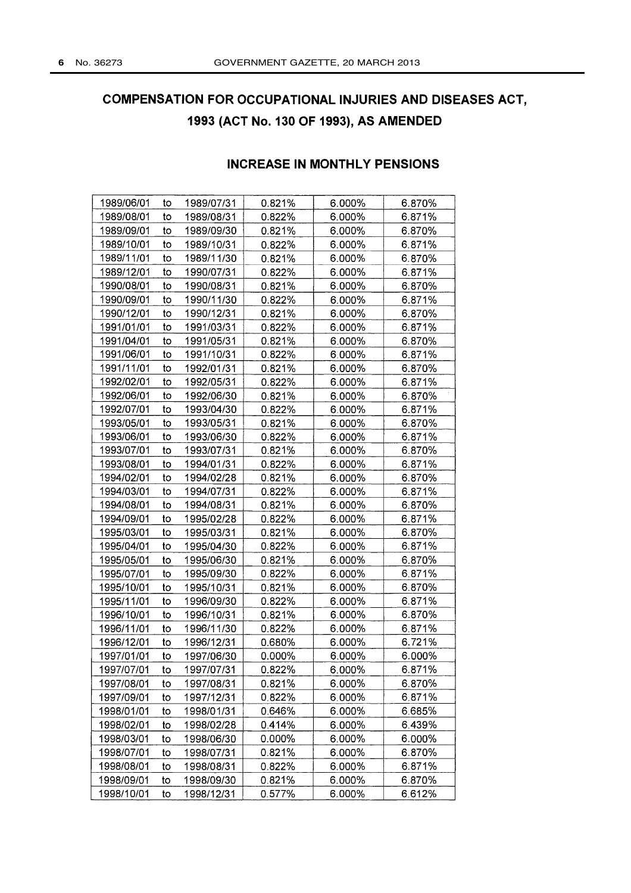# COMPENSATION FOR OCCUPATIONAL INJURIES AND DISEASES ACT, 1993 (ACT No. 130 OF 1993), AS AMENDED

## INCREASE IN MONTHLY PENSIONS

| | | | | | |
|---|---|---|---|---|---|
| 1989/06/01 | to | 1989/07/31 | 0.821% | 6.000% | 6.870% |
| 1989/08/01 | to | 1989/08/31 | 0.822% | 6.000% | 6.871% |
| 1989/09/01 | to | 1989/09/30 | 0.821% | 6.000% | 6.870% |
| 1989/10/01 | to | 1989/10/31 | 0.822% | 6.000% | 6.871% |
| 1989/11/01 | to | 1989/11/30 | 0.821% | 6.000% | 6.870% |
| 1989/12/01 | to | 1990/07/31 | 0.822% | 6.000% | 6.871% |
| 1990/08/01 | to | 1990/08/31 | 0.821% | 6.000% | 6.870% |
| 1990/09/01 | to | 1990/11/30 | 0.822% | 6.000% | 6.871% |
| 1990/12/01 | to | 1990/12/31 | 0.821% | 6.000% | 6.870% |
| 1991/01/01 | to | 1991/03/31 | 0.822% | 6.000% | 6.871% |
| 1991/04/01 | to | 1991/05/31 | 0.821% | 6.000% | 6.870% |
| 1991/06/01 | to | 1991/10/31 | 0.822% | 6.000% | 6.871% |
| 1991/11/01 | to | 1992/01/31 | 0.821% | 6.000% | 6.870% |
| 1992/02/01 | to | 1992/05/31 | 0.822% | 6.000% | 6.871% |
| 1992/06/01 | to | 1992/06/30 | 0.821% | 6.000% | 6.870% |
| 1992/07/01 | to | 1993/04/30 | 0.822% | 6.000% | 6.871% |
| 1993/05/01 | to | 1993/05/31 | 0.821% | 6.000% | 6.870% |
| 1993/06/01 | to | 1993/06/30 | 0.822% | 6.000% | 6.871% |
| 1993/07/01 | to | 1993/07/31 | 0.821% | 6.000% | 6.870% |
| 1993/08/01 | to | 1994/01/31 | 0.822% | 6.000% | 6.871% |
| 1994/02/01 | to | 1994/02/28 | 0.821% | 6.000% | 6.870% |
| 1994/03/01 | to | 1994/07/31 | 0.822% | 6.000% | 6.871% |
| 1994/08/01 | to | 1994/08/31 | 0.821% | 6.000% | 6.870% |
| 1994/09/01 | to | 1995/02/28 | 0.822% | 6.000% | 6.871% |
| 1995/03/01 | to | 1995/03/31 | 0.821% | 6.000% | 6.870% |
| 1995/04/01 | to | 1995/04/30 | 0.822% | 6.000% | 6.871% |
| 1995/05/01 | to | 1995/06/30 | 0.821% | 6.000% | 6.870% |
| 1995/07/01 | to | 1995/09/30 | 0.822% | 6.000% | 6.871% |
| 1995/10/01 | to | 1995/10/31 | 0.821% | 6.000% | 6.870% |
| 1995/11/01 | to | 1996/09/30 | 0.822% | 6.000% | 6.871% |
| 1996/10/01 | to | 1996/10/31 | 0.821% | 6.000% | 6.870% |
| 1996/11/01 | to | 1996/11/30 | 0.822% | 6.000% | 6.871% |
| 1996/12/01 | to | 1996/12/31 | 0.680% | 6.000% | 6.721% |
| 1997/01/01 | to | 1997/06/30 | 0.000% | 6.000% | 6.000% |
| 1997/07/01 | to | 1997/07/31 | 0.822% | 6.000% | 6.871% |
| 1997/08/01 | to | 1997/08/31 | 0.821% | 6.000% | 6.870% |
| 1997/09/01 | to | 1997/12/31 | 0.822% | 6.000% | 6.871% |
| 1998/01/01 | to | 1998/01/31 | 0.646% | 6.000% | 6.685% |
| 1998/02/01 | to | 1998/02/28 | 0.414% | 6.000% | 6.439% |
| 1998/03/01 | to | 1998/06/30 | 0.000% | 6.000% | 6.000% |
| 1998/07/01 | to | 1998/07/31 | 0.821% | 6.000% | 6.870% |
| 1998/08/01 | to | 1998/08/31 | 0.822% | 6.000% | 6.871% |
| 1998/09/01 | to | 1998/09/30 | 0.821% | 6.000% | 6.870% |
| 1998/10/01 | to | 1998/12/31 | 0.577% | 6.000% | 6.612% |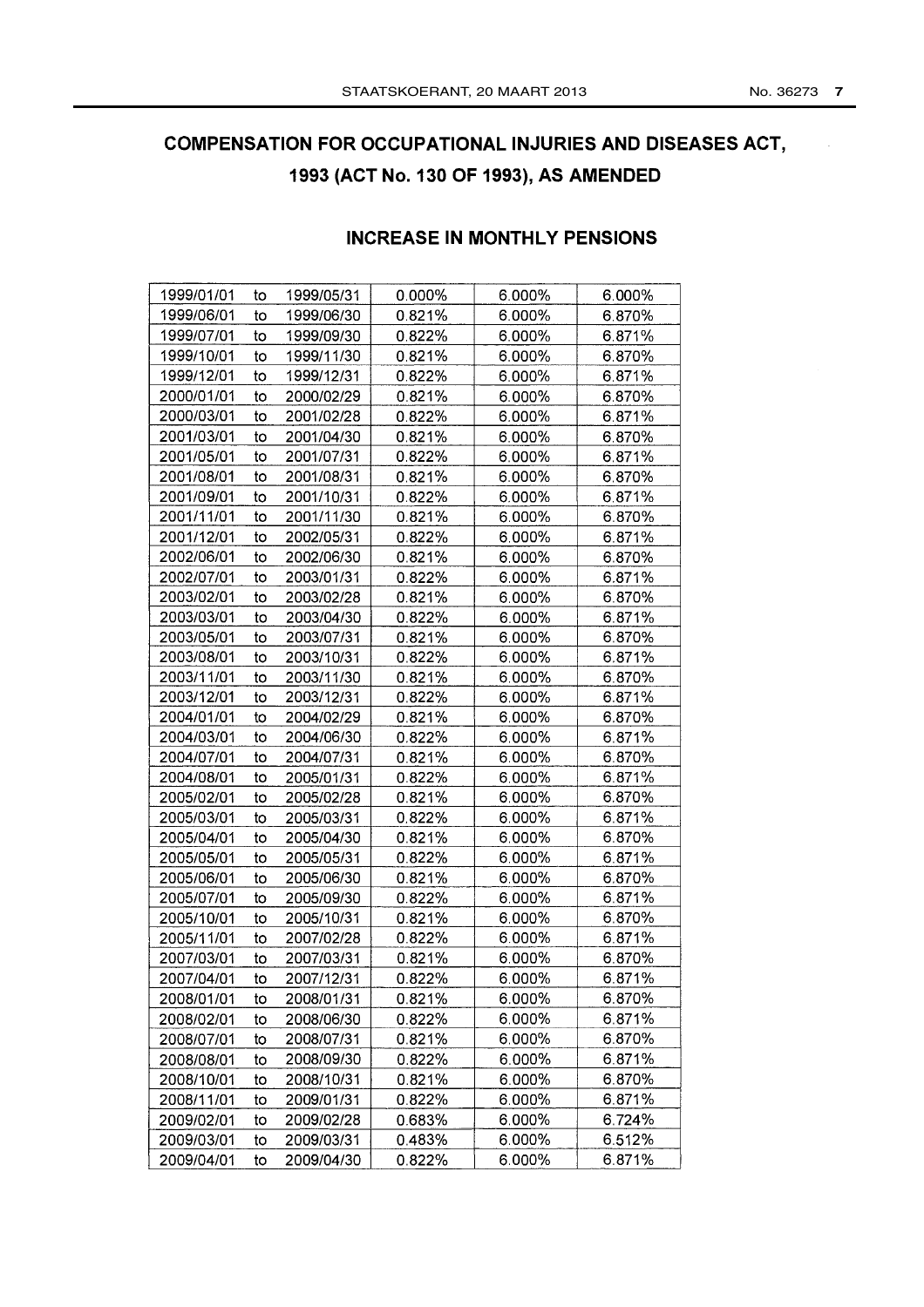## COMPENSATION FOR OCCUPATIONAL INJURIES AND DISEASES ACT, 1993 (ACT No. 130 OF 1993), AS AMENDED

### INCREASE IN MONTHLY PENSIONS

| | | | | | |
|---|---|---|---|---|---|
| 1999/01/01 | to | 1999/05/31 | 0.000% | 6.000% | 6.000% |
| 1999/06/01 | to | 1999/06/30 | 0.821% | 6.000% | 6.870% |
| 1999/07/01 | to | 1999/09/30 | 0.822% | 6.000% | 6.871% |
| 1999/10/01 | to | 1999/11/30 | 0.821% | 6.000% | 6.870% |
| 1999/12/01 | to | 1999/12/31 | 0.822% | 6.000% | 6.871% |
| 2000/01/01 | to | 2000/02/29 | 0.821% | 6.000% | 6.870% |
| 2000/03/01 | to | 2001/02/28 | 0.822% | 6.000% | 6.871% |
| 2001/03/01 | to | 2001/04/30 | 0.821% | 6.000% | 6.870% |
| 2001/05/01 | to | 2001/07/31 | 0.822% | 6.000% | 6.871% |
| 2001/08/01 | to | 2001/08/31 | 0.821% | 6.000% | 6.870% |
| 2001/09/01 | to | 2001/10/31 | 0.822% | 6.000% | 6.871% |
| 2001/11/01 | to | 2001/11/30 | 0.821% | 6.000% | 6.870% |
| 2001/12/01 | to | 2002/05/31 | 0.822% | 6.000% | 6.871% |
| 2002/06/01 | to | 2002/06/30 | 0.821% | 6.000% | 6.870% |
| 2002/07/01 | to | 2003/01/31 | 0.822% | 6.000% | 6.871% |
| 2003/02/01 | to | 2003/02/28 | 0.821% | 6.000% | 6.870% |
| 2003/03/01 | to | 2003/04/30 | 0.822% | 6.000% | 6.871% |
| 2003/05/01 | to | 2003/07/31 | 0.821% | 6.000% | 6.870% |
| 2003/08/01 | to | 2003/10/31 | 0.822% | 6.000% | 6.871% |
| 2003/11/01 | to | 2003/11/30 | 0.821% | 6.000% | 6.870% |
| 2003/12/01 | to | 2003/12/31 | 0.822% | 6.000% | 6.871% |
| 2004/01/01 | to | 2004/02/29 | 0.821% | 6.000% | 6.870% |
| 2004/03/01 | to | 2004/06/30 | 0.822% | 6.000% | 6.871% |
| 2004/07/01 | to | 2004/07/31 | 0.821% | 6.000% | 6.870% |
| 2004/08/01 | to | 2005/01/31 | 0.822% | 6.000% | 6.871% |
| 2005/02/01 | to | 2005/02/28 | 0.821% | 6.000% | 6.870% |
| 2005/03/01 | to | 2005/03/31 | 0.822% | 6.000% | 6.871% |
| 2005/04/01 | to | 2005/04/30 | 0.821% | 6.000% | 6.870% |
| 2005/05/01 | to | 2005/05/31 | 0.822% | 6.000% | 6.871% |
| 2005/06/01 | to | 2005/06/30 | 0.821% | 6.000% | 6.870% |
| 2005/07/01 | to | 2005/09/30 | 0.822% | 6.000% | 6.871% |
| 2005/10/01 | to | 2005/10/31 | 0.821% | 6.000% | 6.870% |
| 2005/11/01 | to | 2007/02/28 | 0.822% | 6.000% | 6.871% |
| 2007/03/01 | to | 2007/03/31 | 0.821% | 6.000% | 6.870% |
| 2007/04/01 | to | 2007/12/31 | 0.822% | 6.000% | 6.871% |
| 2008/01/01 | to | 2008/01/31 | 0.821% | 6.000% | 6.870% |
| 2008/02/01 | to | 2008/06/30 | 0.822% | 6.000% | 6.871% |
| 2008/07/01 | to | 2008/07/31 | 0.821% | 6.000% | 6.870% |
| 2008/08/01 | to | 2008/09/30 | 0.822% | 6.000% | 6.871% |
| 2008/10/01 | to | 2008/10/31 | 0.821% | 6.000% | 6.870% |
| 2008/11/01 | to | 2009/01/31 | 0.822% | 6.000% | 6.871% |
| 2009/02/01 | to | 2009/02/28 | 0.683% | 6.000% | 6.724% |
| 2009/03/01 | to | 2009/03/31 | 0.483% | 6.000% | 6.512% |
| 2009/04/01 | to | 2009/04/30 | 0.822% | 6.000% | 6.871% |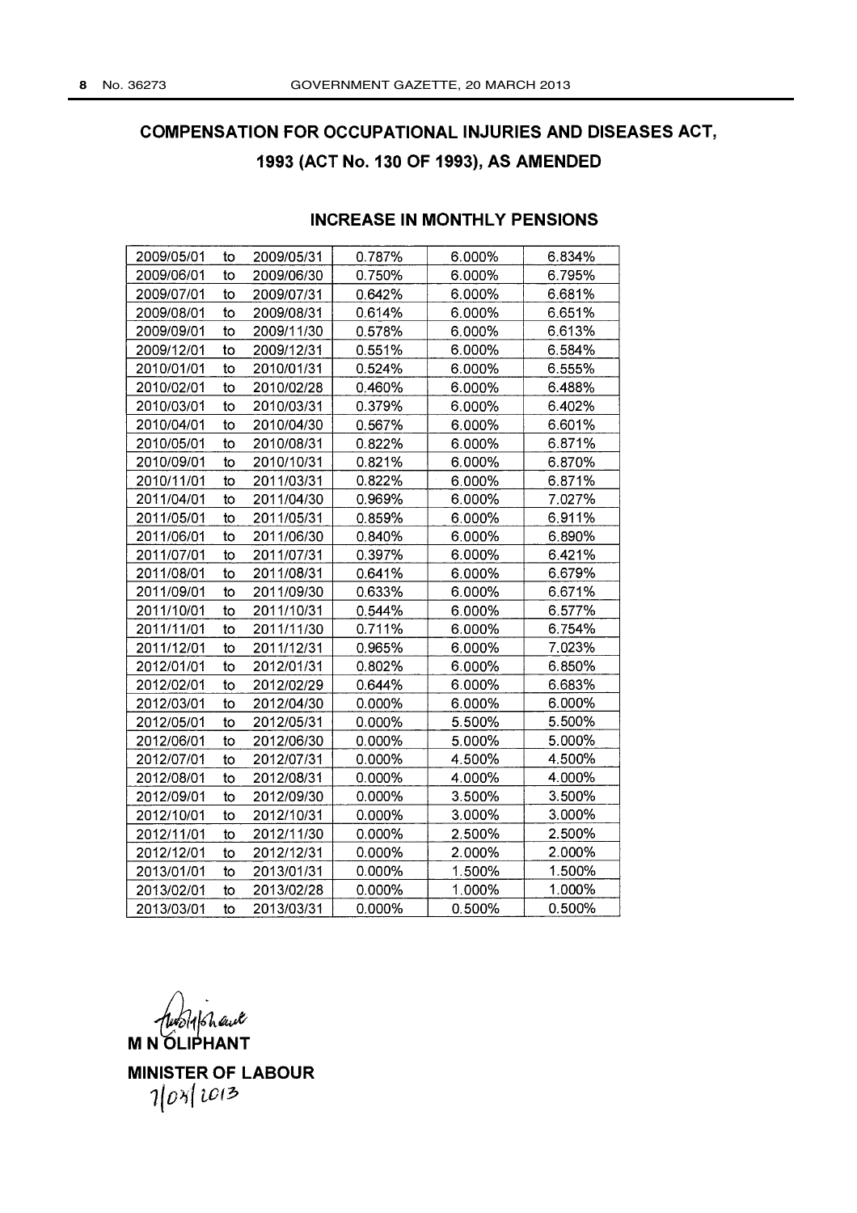## COMPENSATION FOR OCCUPATIONAL INJURIES AND DISEASES ACT, 1993 (ACT No. 130 OF 1993), AS AMENDED

### INCREASE IN MONTHLY PENSIONS

| | | | | | |
|---|---|---|---|---|---|
| 2009/05/01 | to | 2009/05/31 | 0.787% | 6.000% | 6.834% |
| 2009/06/01 | to | 2009/06/30 | 0.750% | 6.000% | 6.795% |
| 2009/07/01 | to | 2009/07/31 | 0.642% | 6.000% | 6.681% |
| 2009/08/01 | to | 2009/08/31 | 0.614% | 6.000% | 6.651% |
| 2009/09/01 | to | 2009/11/30 | 0.578% | 6.000% | 6.613% |
| 2009/12/01 | to | 2009/12/31 | 0.551% | 6.000% | 6.584% |
| 2010/01/01 | to | 2010/01/31 | 0.524% | 6.000% | 6.555% |
| 2010/02/01 | to | 2010/02/28 | 0.460% | 6.000% | 6.488% |
| 2010/03/01 | to | 2010/03/31 | 0.379% | 6.000% | 6.402% |
| 2010/04/01 | to | 2010/04/30 | 0.567% | 6.000% | 6.601% |
| 2010/05/01 | to | 2010/08/31 | 0.822% | 6.000% | 6.871% |
| 2010/09/01 | to | 2010/10/31 | 0.821% | 6.000% | 6.870% |
| 2010/11/01 | to | 2011/03/31 | 0.822% | 6.000% | 6.871% |
| 2011/04/01 | to | 2011/04/30 | 0.969% | 6.000% | 7.027% |
| 2011/05/01 | to | 2011/05/31 | 0.859% | 6.000% | 6.911% |
| 2011/06/01 | to | 2011/06/30 | 0.840% | 6.000% | 6.890% |
| 2011/07/01 | to | 2011/07/31 | 0.397% | 6.000% | 6.421% |
| 2011/08/01 | to | 2011/08/31 | 0.641% | 6.000% | 6.679% |
| 2011/09/01 | to | 2011/09/30 | 0.633% | 6.000% | 6.671% |
| 2011/10/01 | to | 2011/10/31 | 0.544% | 6.000% | 6.577% |
| 2011/11/01 | to | 2011/11/30 | 0.711% | 6.000% | 6.754% |
| 2011/12/01 | to | 2011/12/31 | 0.965% | 6.000% | 7.023% |
| 2012/01/01 | to | 2012/01/31 | 0.802% | 6.000% | 6.850% |
| 2012/02/01 | to | 2012/02/29 | 0.644% | 6.000% | 6.683% |
| 2012/03/01 | to | 2012/04/30 | 0.000% | 6.000% | 6.000% |
| 2012/05/01 | to | 2012/05/31 | 0.000% | 5.500% | 5.500% |
| 2012/06/01 | to | 2012/06/30 | 0.000% | 5.000% | 5.000% |
| 2012/07/01 | to | 2012/07/31 | 0.000% | 4.500% | 4.500% |
| 2012/08/01 | to | 2012/08/31 | 0.000% | 4.000% | 4.000% |
| 2012/09/01 | to | 2012/09/30 | 0.000% | 3.500% | 3.500% |
| 2012/10/01 | to | 2012/10/31 | 0.000% | 3.000% | 3.000% |
| 2012/11/01 | to | 2012/11/30 | 0.000% | 2.500% | 2.500% |
| 2012/12/01 | to | 2012/12/31 | 0.000% | 2.000% | 2.000% |
| 2013/01/01 | to | 2013/01/31 | 0.000% | 1.500% | 1.500% |
| 2013/02/01 | to | 2013/02/28 | 0.000% | 1.000% | 1.000% |
| 2013/03/01 | to | 2013/03/31 | 0.000% | 0.500% | 0.500% |

**M N OLIPHANT**

**MINISTER OF LABOUR**

7/03/2013